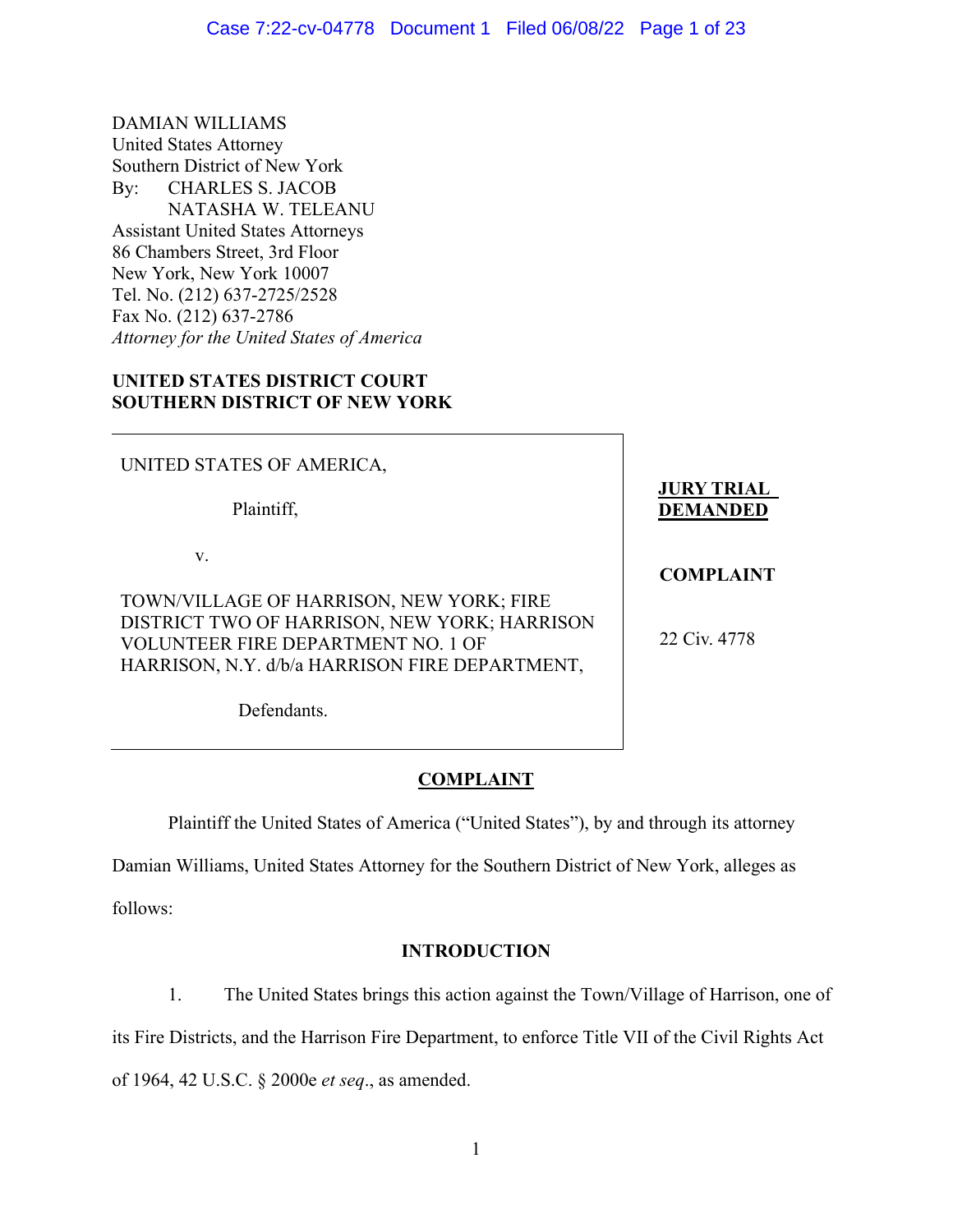DAMIAN WILLIAMS
United States Attorney
Southern District of New York
By: CHARLES S. JACOB
NATASHA W. TELEANU
Assistant United States Attorneys
86 Chambers Street, 3rd Floor
New York, New York 10007
Tel. No. (212) 637-2725/2528
Fax No. (212) 637-2786
*Attorney for the United States of America*

**UNITED STATES DISTRICT COURT**
**SOUTHERN DISTRICT OF NEW YORK**

UNITED STATES OF AMERICA,

Plaintiff,

v.

TOWN/VILLAGE OF HARRISON, NEW YORK; FIRE DISTRICT TWO OF HARRISON, NEW YORK; HARRISON VOLUNTEER FIRE DEPARTMENT NO. 1 OF HARRISON, N.Y. d/b/a HARRISON FIRE DEPARTMENT,

Defendants.

**JURY TRIAL DEMANDED**

**COMPLAINT**

22 Civ. 4778

## COMPLAINT

Plaintiff the United States of America ("United States"), by and through its attorney Damian Williams, United States Attorney for the Southern District of New York, alleges as follows:

### INTRODUCTION

1. The United States brings this action against the Town/Village of Harrison, one of its Fire Districts, and the Harrison Fire Department, to enforce Title VII of the Civil Rights Act of 1964, 42 U.S.C. § 2000e *et seq*., as amended.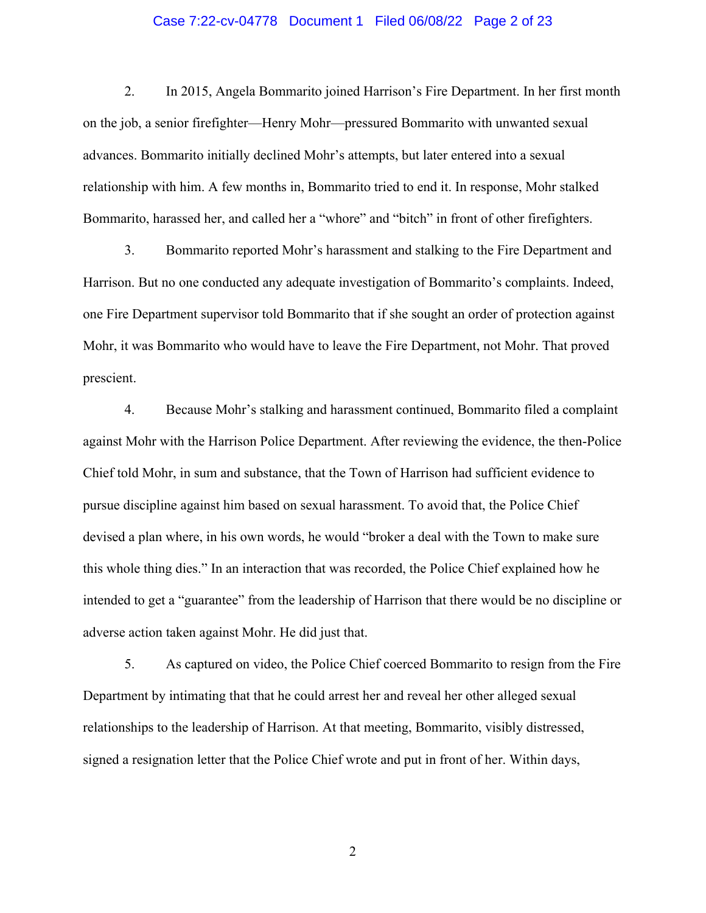2. In 2015, Angela Bommarito joined Harrison's Fire Department. In her first month on the job, a senior firefighter—Henry Mohr—pressured Bommarito with unwanted sexual advances. Bommarito initially declined Mohr's attempts, but later entered into a sexual relationship with him. A few months in, Bommarito tried to end it. In response, Mohr stalked Bommarito, harassed her, and called her a "whore" and "bitch" in front of other firefighters.

3. Bommarito reported Mohr's harassment and stalking to the Fire Department and Harrison. But no one conducted any adequate investigation of Bommarito's complaints. Indeed, one Fire Department supervisor told Bommarito that if she sought an order of protection against Mohr, it was Bommarito who would have to leave the Fire Department, not Mohr. That proved prescient.

4. Because Mohr's stalking and harassment continued, Bommarito filed a complaint against Mohr with the Harrison Police Department. After reviewing the evidence, the then-Police Chief told Mohr, in sum and substance, that the Town of Harrison had sufficient evidence to pursue discipline against him based on sexual harassment. To avoid that, the Police Chief devised a plan where, in his own words, he would "broker a deal with the Town to make sure this whole thing dies." In an interaction that was recorded, the Police Chief explained how he intended to get a "guarantee" from the leadership of Harrison that there would be no discipline or adverse action taken against Mohr. He did just that.

5. As captured on video, the Police Chief coerced Bommarito to resign from the Fire Department by intimating that that he could arrest her and reveal her other alleged sexual relationships to the leadership of Harrison. At that meeting, Bommarito, visibly distressed, signed a resignation letter that the Police Chief wrote and put in front of her. Within days,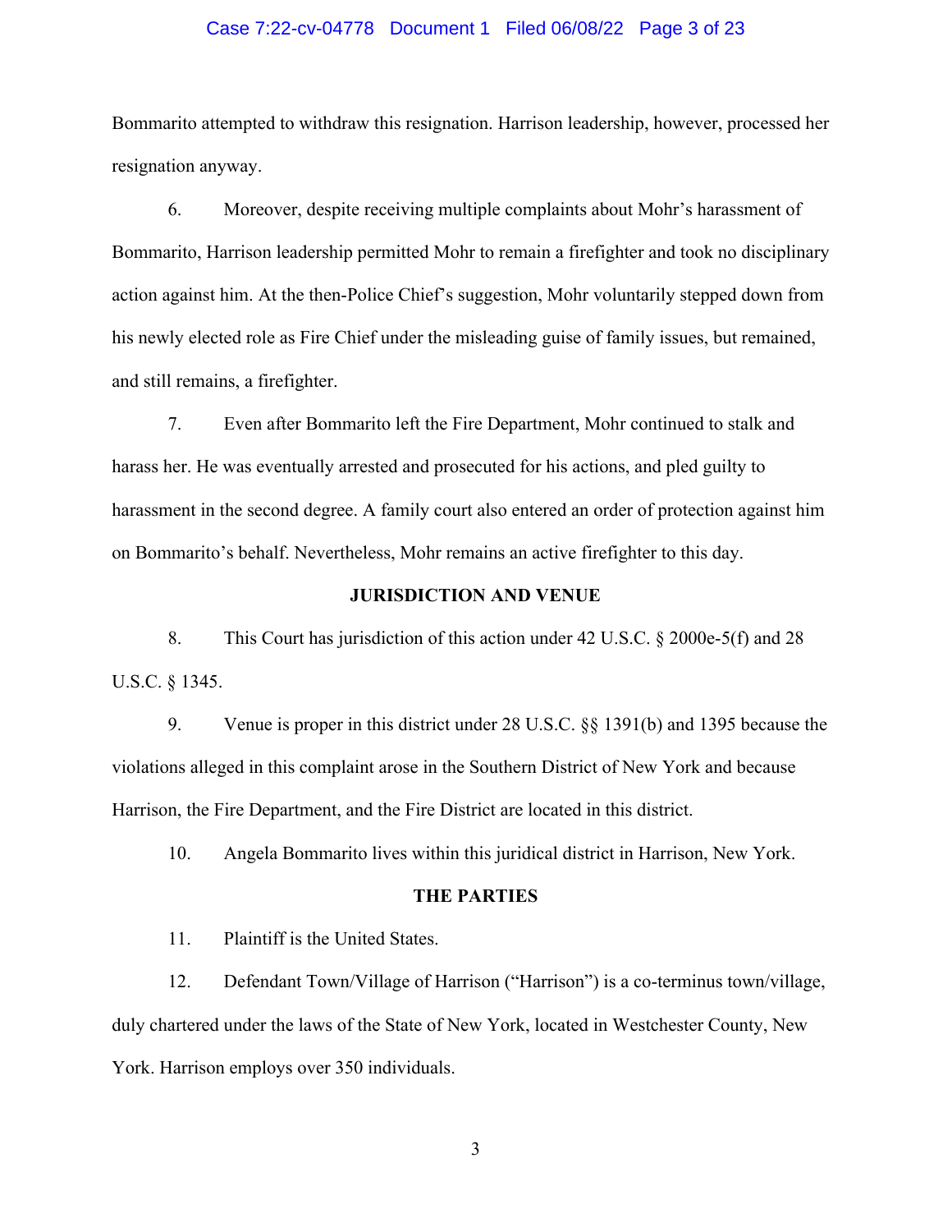Bommarito attempted to withdraw this resignation. Harrison leadership, however, processed her resignation anyway.

6. Moreover, despite receiving multiple complaints about Mohr's harassment of Bommarito, Harrison leadership permitted Mohr to remain a firefighter and took no disciplinary action against him. At the then-Police Chief's suggestion, Mohr voluntarily stepped down from his newly elected role as Fire Chief under the misleading guise of family issues, but remained, and still remains, a firefighter.

7. Even after Bommarito left the Fire Department, Mohr continued to stalk and harass her. He was eventually arrested and prosecuted for his actions, and pled guilty to harassment in the second degree. A family court also entered an order of protection against him on Bommarito's behalf. Nevertheless, Mohr remains an active firefighter to this day.

## JURISDICTION AND VENUE

8. This Court has jurisdiction of this action under 42 U.S.C. § 2000e-5(f) and 28 U.S.C. § 1345.

9. Venue is proper in this district under 28 U.S.C. §§ 1391(b) and 1395 because the violations alleged in this complaint arose in the Southern District of New York and because Harrison, the Fire Department, and the Fire District are located in this district.

10. Angela Bommarito lives within this juridical district in Harrison, New York.

## THE PARTIES

11. Plaintiff is the United States.

12. Defendant Town/Village of Harrison ("Harrison") is a co-terminus town/village, duly chartered under the laws of the State of New York, located in Westchester County, New York. Harrison employs over 350 individuals.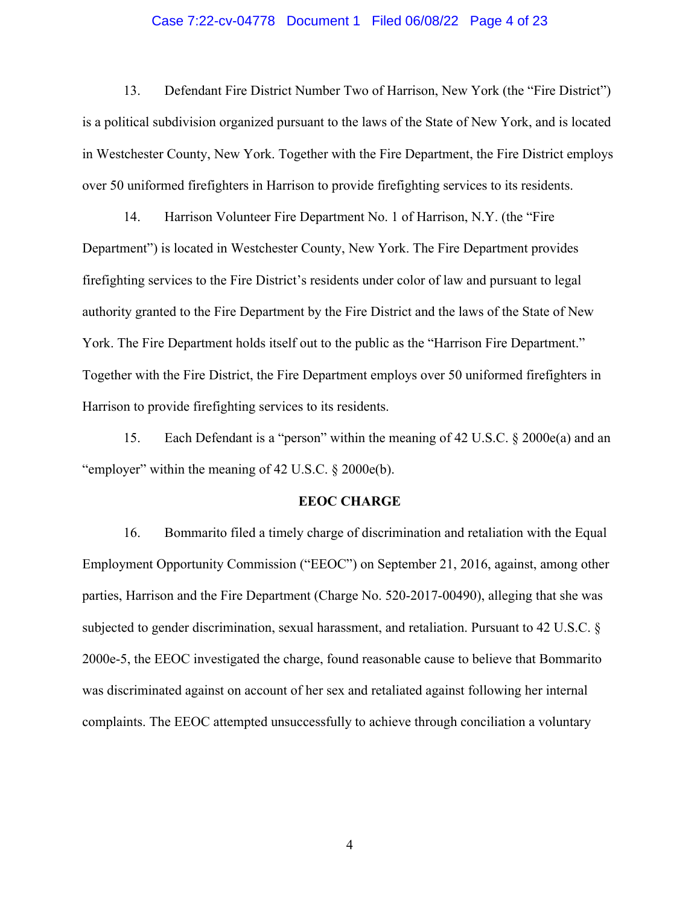13. Defendant Fire District Number Two of Harrison, New York (the "Fire District") is a political subdivision organized pursuant to the laws of the State of New York, and is located in Westchester County, New York. Together with the Fire Department, the Fire District employs over 50 uniformed firefighters in Harrison to provide firefighting services to its residents.

14. Harrison Volunteer Fire Department No. 1 of Harrison, N.Y. (the "Fire Department") is located in Westchester County, New York. The Fire Department provides firefighting services to the Fire District's residents under color of law and pursuant to legal authority granted to the Fire Department by the Fire District and the laws of the State of New York. The Fire Department holds itself out to the public as the "Harrison Fire Department." Together with the Fire District, the Fire Department employs over 50 uniformed firefighters in Harrison to provide firefighting services to its residents.

15. Each Defendant is a "person" within the meaning of 42 U.S.C. § 2000e(a) and an "employer" within the meaning of 42 U.S.C. § 2000e(b).

**EEOC CHARGE**

16. Bommarito filed a timely charge of discrimination and retaliation with the Equal Employment Opportunity Commission ("EEOC") on September 21, 2016, against, among other parties, Harrison and the Fire Department (Charge No. 520-2017-00490), alleging that she was subjected to gender discrimination, sexual harassment, and retaliation. Pursuant to 42 U.S.C. § 2000e-5, the EEOC investigated the charge, found reasonable cause to believe that Bommarito was discriminated against on account of her sex and retaliated against following her internal complaints. The EEOC attempted unsuccessfully to achieve through conciliation a voluntary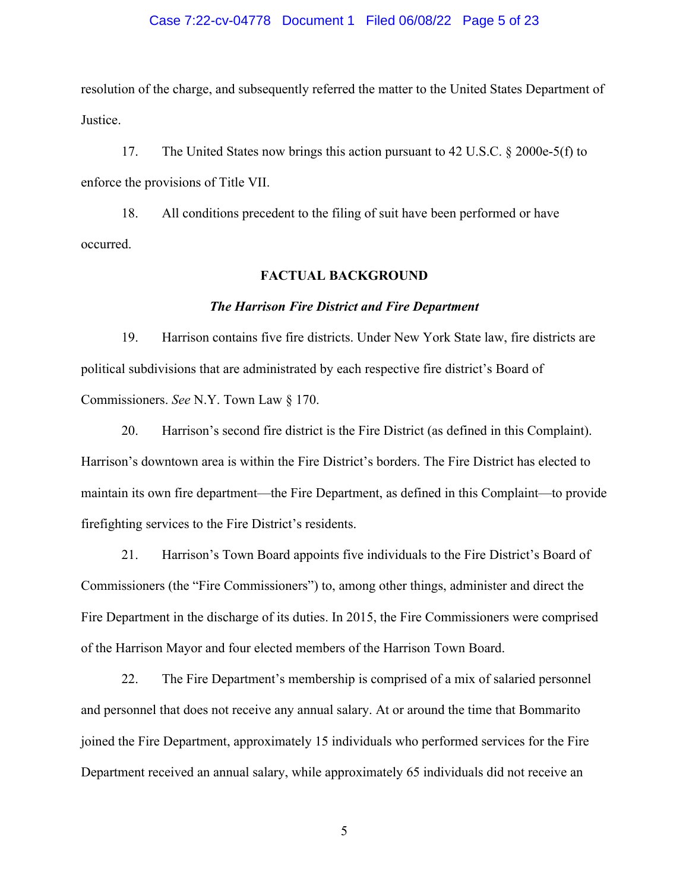resolution of the charge, and subsequently referred the matter to the United States Department of Justice.

17. The United States now brings this action pursuant to 42 U.S.C. § 2000e-5(f) to enforce the provisions of Title VII.

18. All conditions precedent to the filing of suit have been performed or have occurred.

## FACTUAL BACKGROUND

### *The Harrison Fire District and Fire Department*

19. Harrison contains five fire districts. Under New York State law, fire districts are political subdivisions that are administrated by each respective fire district's Board of Commissioners. *See* N.Y. Town Law § 170.

20. Harrison's second fire district is the Fire District (as defined in this Complaint). Harrison's downtown area is within the Fire District's borders. The Fire District has elected to maintain its own fire department—the Fire Department, as defined in this Complaint—to provide firefighting services to the Fire District's residents.

21. Harrison's Town Board appoints five individuals to the Fire District's Board of Commissioners (the "Fire Commissioners") to, among other things, administer and direct the Fire Department in the discharge of its duties. In 2015, the Fire Commissioners were comprised of the Harrison Mayor and four elected members of the Harrison Town Board.

22. The Fire Department's membership is comprised of a mix of salaried personnel and personnel that does not receive any annual salary. At or around the time that Bommarito joined the Fire Department, approximately 15 individuals who performed services for the Fire Department received an annual salary, while approximately 65 individuals did not receive an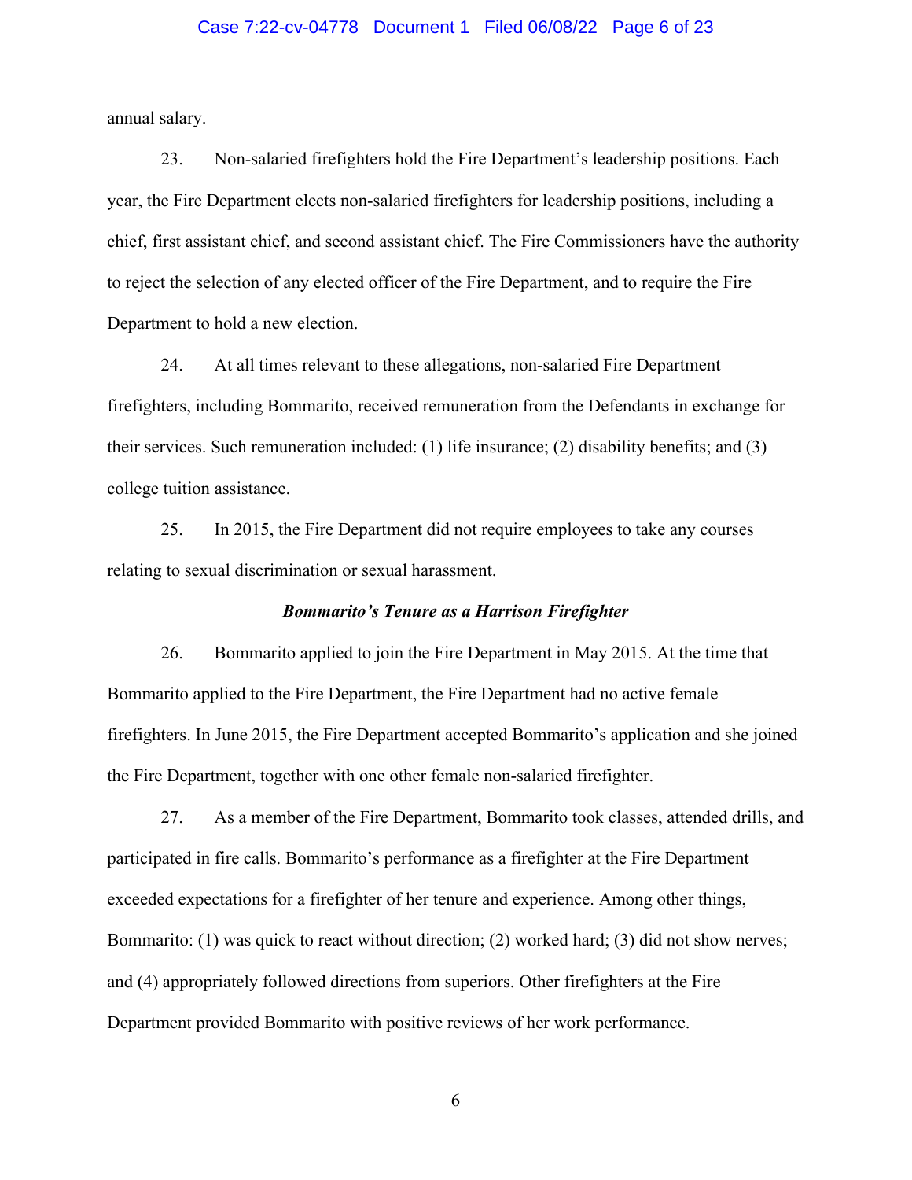annual salary.

23. Non-salaried firefighters hold the Fire Department's leadership positions. Each year, the Fire Department elects non-salaried firefighters for leadership positions, including a chief, first assistant chief, and second assistant chief. The Fire Commissioners have the authority to reject the selection of any elected officer of the Fire Department, and to require the Fire Department to hold a new election.

24. At all times relevant to these allegations, non-salaried Fire Department firefighters, including Bommarito, received remuneration from the Defendants in exchange for their services. Such remuneration included: (1) life insurance; (2) disability benefits; and (3) college tuition assistance.

25. In 2015, the Fire Department did not require employees to take any courses relating to sexual discrimination or sexual harassment.

***Bommarito's Tenure as a Harrison Firefighter***

26. Bommarito applied to join the Fire Department in May 2015. At the time that Bommarito applied to the Fire Department, the Fire Department had no active female firefighters. In June 2015, the Fire Department accepted Bommarito's application and she joined the Fire Department, together with one other female non-salaried firefighter.

27. As a member of the Fire Department, Bommarito took classes, attended drills, and participated in fire calls. Bommarito's performance as a firefighter at the Fire Department exceeded expectations for a firefighter of her tenure and experience. Among other things, Bommarito: (1) was quick to react without direction; (2) worked hard; (3) did not show nerves; and (4) appropriately followed directions from superiors. Other firefighters at the Fire Department provided Bommarito with positive reviews of her work performance.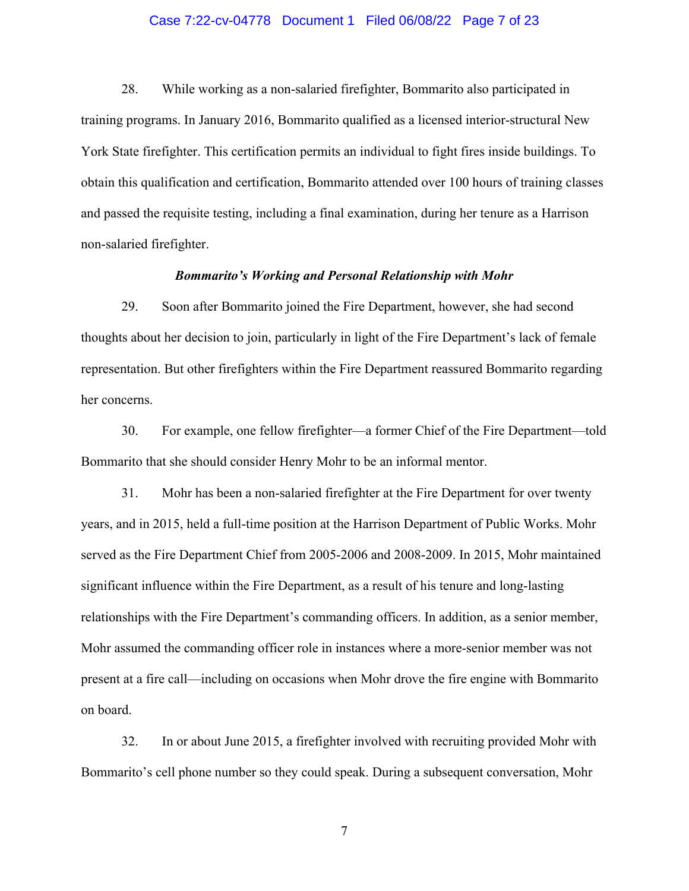28. While working as a non-salaried firefighter, Bommarito also participated in training programs. In January 2016, Bommarito qualified as a licensed interior-structural New York State firefighter. This certification permits an individual to fight fires inside buildings. To obtain this qualification and certification, Bommarito attended over 100 hours of training classes and passed the requisite testing, including a final examination, during her tenure as a Harrison non-salaried firefighter.

***Bommarito's Working and Personal Relationship with Mohr***

29. Soon after Bommarito joined the Fire Department, however, she had second thoughts about her decision to join, particularly in light of the Fire Department's lack of female representation. But other firefighters within the Fire Department reassured Bommarito regarding her concerns.

30. For example, one fellow firefighter—a former Chief of the Fire Department—told Bommarito that she should consider Henry Mohr to be an informal mentor.

31. Mohr has been a non-salaried firefighter at the Fire Department for over twenty years, and in 2015, held a full-time position at the Harrison Department of Public Works. Mohr served as the Fire Department Chief from 2005-2006 and 2008-2009. In 2015, Mohr maintained significant influence within the Fire Department, as a result of his tenure and long-lasting relationships with the Fire Department's commanding officers. In addition, as a senior member, Mohr assumed the commanding officer role in instances where a more-senior member was not present at a fire call—including on occasions when Mohr drove the fire engine with Bommarito on board.

32. In or about June 2015, a firefighter involved with recruiting provided Mohr with Bommarito's cell phone number so they could speak. During a subsequent conversation, Mohr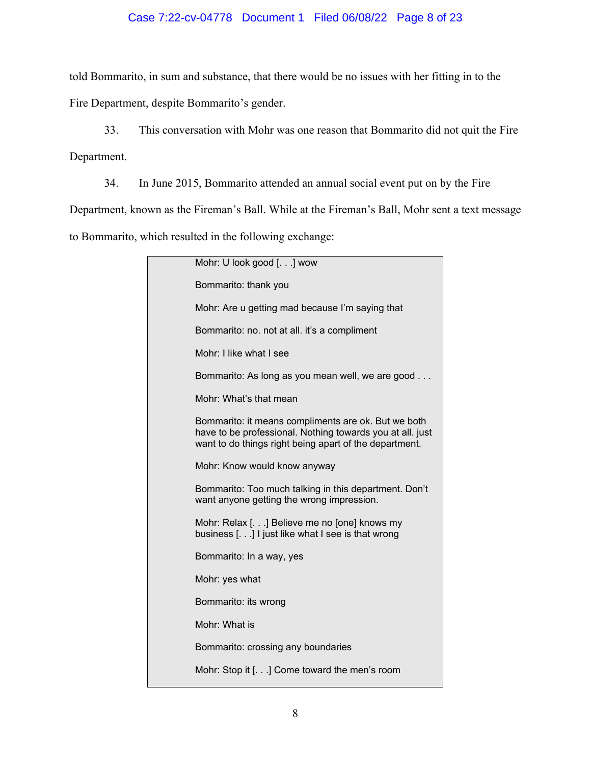told Bommarito, in sum and substance, that there would be no issues with her fitting in to the Fire Department, despite Bommarito's gender.

33. This conversation with Mohr was one reason that Bommarito did not quit the Fire Department.

34. In June 2015, Bommarito attended an annual social event put on by the Fire Department, known as the Fireman's Ball. While at the Fireman's Ball, Mohr sent a text message to Bommarito, which resulted in the following exchange:

> Mohr: U look good [. . .] wow
>
> Bommarito: thank you
>
> Mohr: Are u getting mad because I'm saying that
>
> Bommarito: no. not at all. it's a compliment
>
> Mohr: I like what I see
>
> Bommarito: As long as you mean well, we are good . . .
>
> Mohr: What's that mean
>
> Bommarito: it means compliments are ok. But we both have to be professional. Nothing towards you at all. just want to do things right being apart of the department.
>
> Mohr: Know would know anyway
>
> Bommarito: Too much talking in this department. Don't want anyone getting the wrong impression.
>
> Mohr: Relax [. . .] Believe me no [one] knows my business [. . .] I just like what I see is that wrong
>
> Bommarito: In a way, yes
>
> Mohr: yes what
>
> Bommarito: its wrong
>
> Mohr: What is
>
> Bommarito: crossing any boundaries
>
> Mohr: Stop it [. . .] Come toward the men's room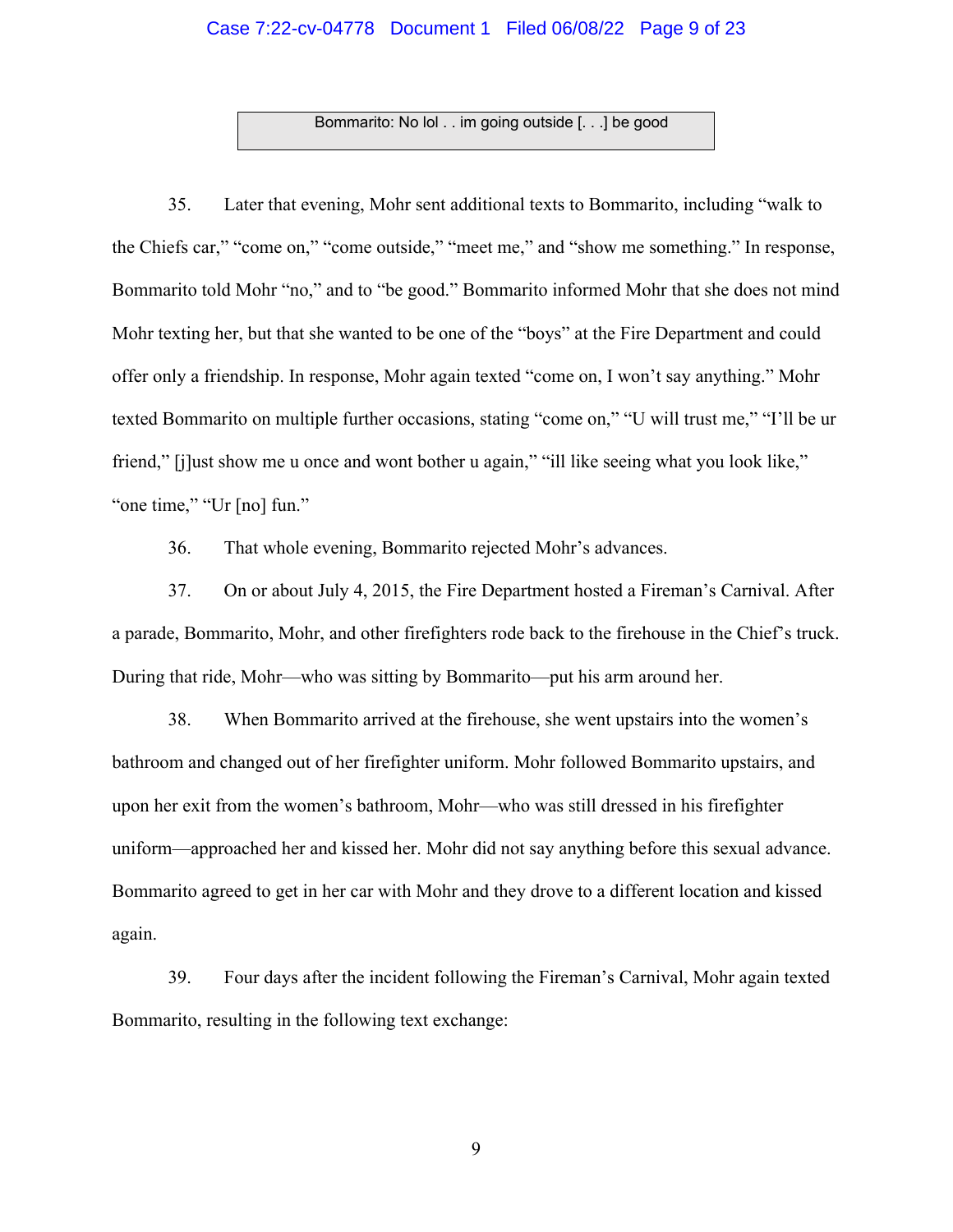| Bommarito: No lol . . im going outside [. . .] be good |
|---|

35. Later that evening, Mohr sent additional texts to Bommarito, including "walk to the Chiefs car," "come on," "come outside," "meet me," and "show me something." In response, Bommarito told Mohr "no," and to "be good." Bommarito informed Mohr that she does not mind Mohr texting her, but that she wanted to be one of the "boys" at the Fire Department and could offer only a friendship. In response, Mohr again texted "come on, I won't say anything." Mohr texted Bommarito on multiple further occasions, stating "come on," "U will trust me," "I'll be ur friend," [j]ust show me u once and wont bother u again," "ill like seeing what you look like," "one time," "Ur [no] fun."

36. That whole evening, Bommarito rejected Mohr's advances.

37. On or about July 4, 2015, the Fire Department hosted a Fireman's Carnival. After a parade, Bommarito, Mohr, and other firefighters rode back to the firehouse in the Chief's truck. During that ride, Mohr—who was sitting by Bommarito—put his arm around her.

38. When Bommarito arrived at the firehouse, she went upstairs into the women's bathroom and changed out of her firefighter uniform. Mohr followed Bommarito upstairs, and upon her exit from the women's bathroom, Mohr—who was still dressed in his firefighter uniform—approached her and kissed her. Mohr did not say anything before this sexual advance. Bommarito agreed to get in her car with Mohr and they drove to a different location and kissed again.

39. Four days after the incident following the Fireman's Carnival, Mohr again texted Bommarito, resulting in the following text exchange: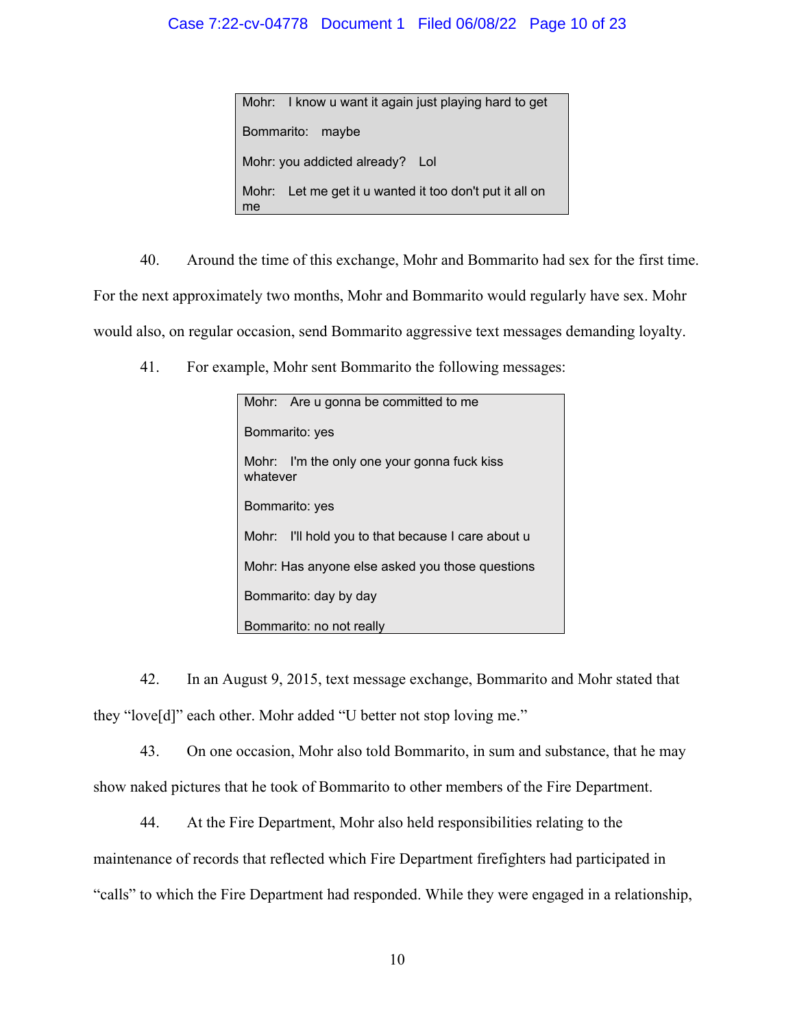> Mohr: I know u want it again just playing hard to get
>
> Bommarito: maybe
>
> Mohr: you addicted already? Lol
>
> Mohr: Let me get it u wanted it too don't put it all on me

40. Around the time of this exchange, Mohr and Bommarito had sex for the first time. For the next approximately two months, Mohr and Bommarito would regularly have sex. Mohr would also, on regular occasion, send Bommarito aggressive text messages demanding loyalty.

41. For example, Mohr sent Bommarito the following messages:

> Mohr: Are u gonna be committed to me
>
> Bommarito: yes
>
> Mohr: I'm the only one your gonna fuck kiss whatever
>
> Bommarito: yes
>
> Mohr: I'll hold you to that because I care about u
>
> Mohr: Has anyone else asked you those questions
>
> Bommarito: day by day
>
> Bommarito: no not really

42. In an August 9, 2015, text message exchange, Bommarito and Mohr stated that they "love[d]" each other. Mohr added "U better not stop loving me."

43. On one occasion, Mohr also told Bommarito, in sum and substance, that he may show naked pictures that he took of Bommarito to other members of the Fire Department.

44. At the Fire Department, Mohr also held responsibilities relating to the maintenance of records that reflected which Fire Department firefighters had participated in "calls" to which the Fire Department had responded. While they were engaged in a relationship,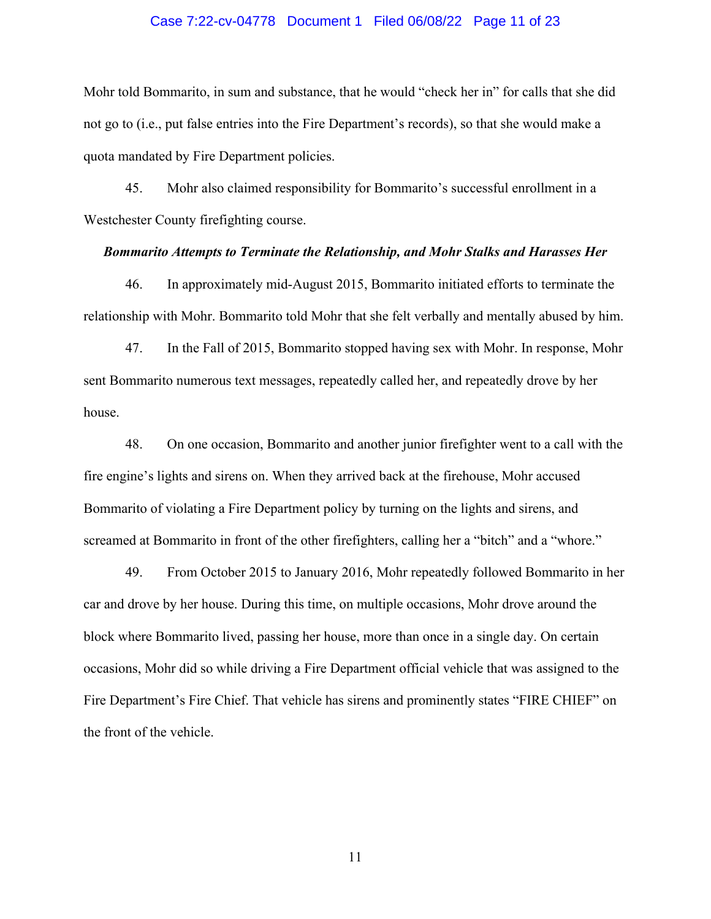Mohr told Bommarito, in sum and substance, that he would "check her in" for calls that she did not go to (i.e., put false entries into the Fire Department's records), so that she would make a quota mandated by Fire Department policies.

45. Mohr also claimed responsibility for Bommarito's successful enrollment in a Westchester County firefighting course.

***Bommarito Attempts to Terminate the Relationship, and Mohr Stalks and Harasses Her***

46. In approximately mid-August 2015, Bommarito initiated efforts to terminate the relationship with Mohr. Bommarito told Mohr that she felt verbally and mentally abused by him.

47. In the Fall of 2015, Bommarito stopped having sex with Mohr. In response, Mohr sent Bommarito numerous text messages, repeatedly called her, and repeatedly drove by her house.

48. On one occasion, Bommarito and another junior firefighter went to a call with the fire engine's lights and sirens on. When they arrived back at the firehouse, Mohr accused Bommarito of violating a Fire Department policy by turning on the lights and sirens, and screamed at Bommarito in front of the other firefighters, calling her a "bitch" and a "whore."

49. From October 2015 to January 2016, Mohr repeatedly followed Bommarito in her car and drove by her house. During this time, on multiple occasions, Mohr drove around the block where Bommarito lived, passing her house, more than once in a single day. On certain occasions, Mohr did so while driving a Fire Department official vehicle that was assigned to the Fire Department's Fire Chief. That vehicle has sirens and prominently states "FIRE CHIEF" on the front of the vehicle.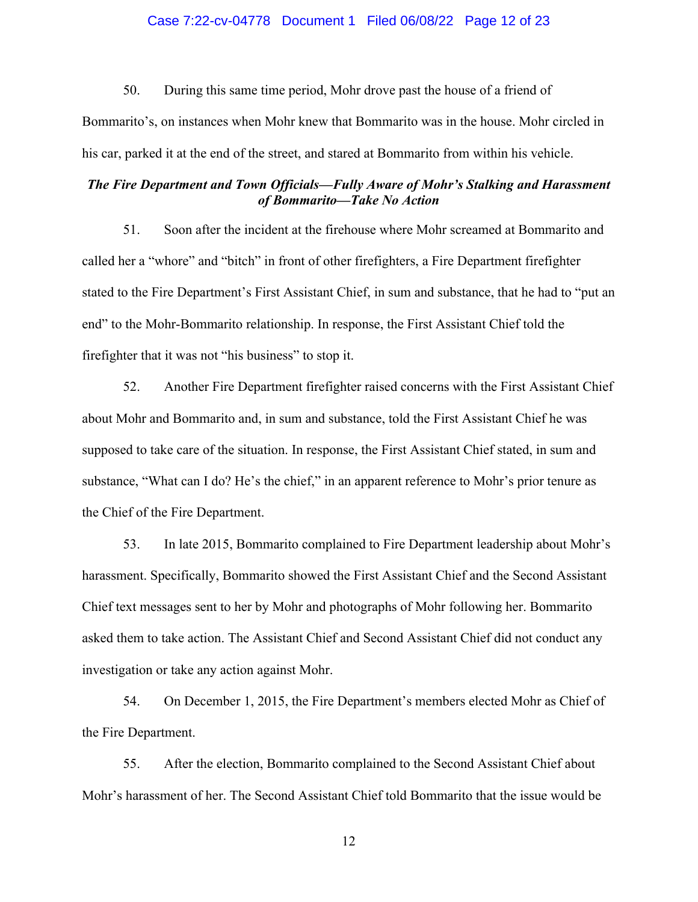50. During this same time period, Mohr drove past the house of a friend of Bommarito's, on instances when Mohr knew that Bommarito was in the house. Mohr circled in his car, parked it at the end of the street, and stared at Bommarito from within his vehicle.

***The Fire Department and Town Officials—Fully Aware of Mohr's Stalking and Harassment of Bommarito—Take No Action***

51. Soon after the incident at the firehouse where Mohr screamed at Bommarito and called her a "whore" and "bitch" in front of other firefighters, a Fire Department firefighter stated to the Fire Department's First Assistant Chief, in sum and substance, that he had to "put an end" to the Mohr-Bommarito relationship. In response, the First Assistant Chief told the firefighter that it was not "his business" to stop it.

52. Another Fire Department firefighter raised concerns with the First Assistant Chief about Mohr and Bommarito and, in sum and substance, told the First Assistant Chief he was supposed to take care of the situation. In response, the First Assistant Chief stated, in sum and substance, "What can I do? He's the chief," in an apparent reference to Mohr's prior tenure as the Chief of the Fire Department.

53. In late 2015, Bommarito complained to Fire Department leadership about Mohr's harassment. Specifically, Bommarito showed the First Assistant Chief and the Second Assistant Chief text messages sent to her by Mohr and photographs of Mohr following her. Bommarito asked them to take action. The Assistant Chief and Second Assistant Chief did not conduct any investigation or take any action against Mohr.

54. On December 1, 2015, the Fire Department's members elected Mohr as Chief of the Fire Department.

55. After the election, Bommarito complained to the Second Assistant Chief about Mohr's harassment of her. The Second Assistant Chief told Bommarito that the issue would be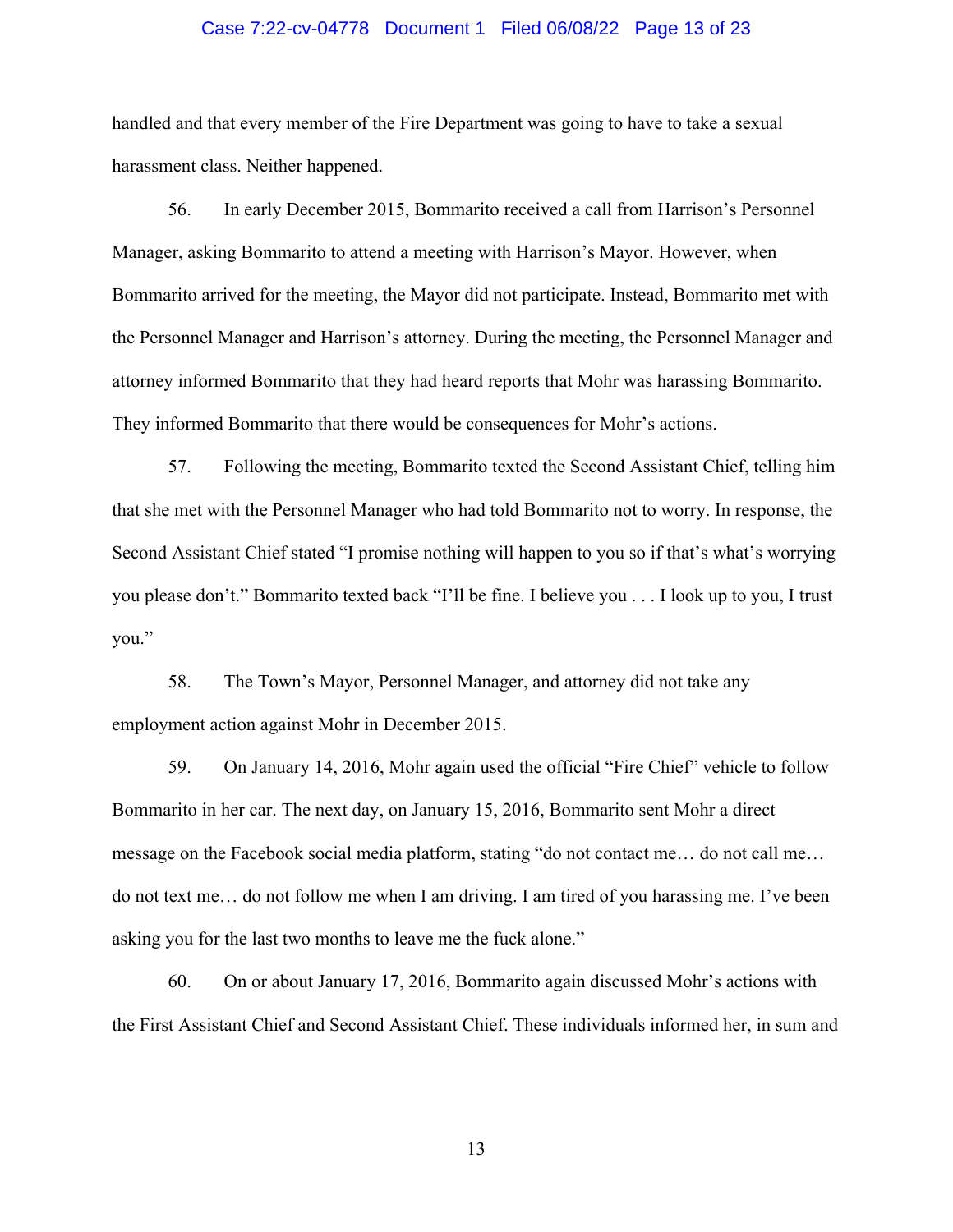handled and that every member of the Fire Department was going to have to take a sexual harassment class. Neither happened.

56. In early December 2015, Bommarito received a call from Harrison's Personnel Manager, asking Bommarito to attend a meeting with Harrison's Mayor. However, when Bommarito arrived for the meeting, the Mayor did not participate. Instead, Bommarito met with the Personnel Manager and Harrison's attorney. During the meeting, the Personnel Manager and attorney informed Bommarito that they had heard reports that Mohr was harassing Bommarito. They informed Bommarito that there would be consequences for Mohr's actions.

57. Following the meeting, Bommarito texted the Second Assistant Chief, telling him that she met with the Personnel Manager who had told Bommarito not to worry. In response, the Second Assistant Chief stated "I promise nothing will happen to you so if that's what's worrying you please don't." Bommarito texted back "I'll be fine. I believe you . . . I look up to you, I trust you."

58. The Town's Mayor, Personnel Manager, and attorney did not take any employment action against Mohr in December 2015.

59. On January 14, 2016, Mohr again used the official "Fire Chief" vehicle to follow Bommarito in her car. The next day, on January 15, 2016, Bommarito sent Mohr a direct message on the Facebook social media platform, stating "do not contact me… do not call me… do not text me… do not follow me when I am driving. I am tired of you harassing me. I've been asking you for the last two months to leave me the fuck alone."

60. On or about January 17, 2016, Bommarito again discussed Mohr's actions with the First Assistant Chief and Second Assistant Chief. These individuals informed her, in sum and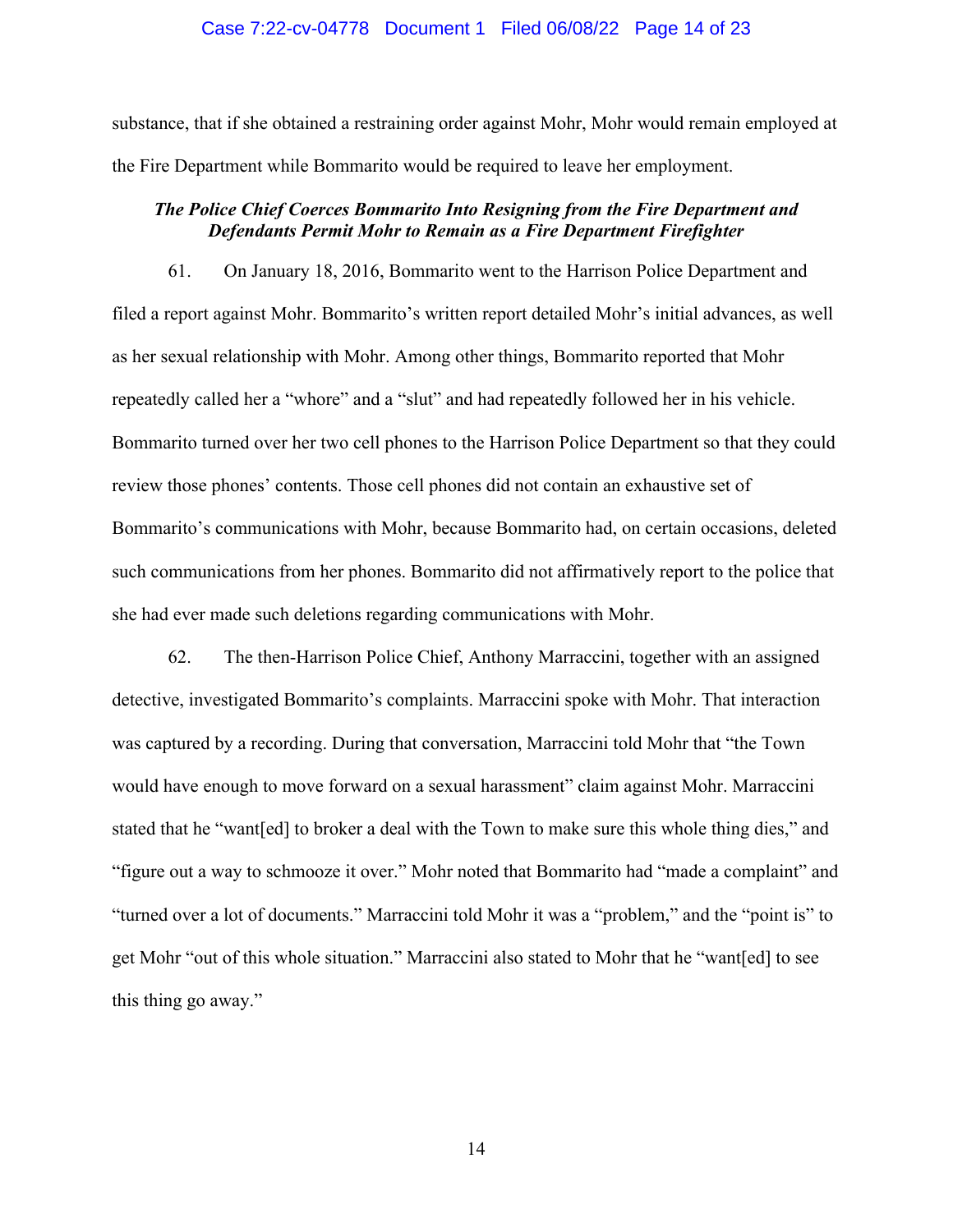substance, that if she obtained a restraining order against Mohr, Mohr would remain employed at the Fire Department while Bommarito would be required to leave her employment.

***The Police Chief Coerces Bommarito Into Resigning from the Fire Department and Defendants Permit Mohr to Remain as a Fire Department Firefighter***

61. On January 18, 2016, Bommarito went to the Harrison Police Department and filed a report against Mohr. Bommarito's written report detailed Mohr's initial advances, as well as her sexual relationship with Mohr. Among other things, Bommarito reported that Mohr repeatedly called her a "whore" and a "slut" and had repeatedly followed her in his vehicle. Bommarito turned over her two cell phones to the Harrison Police Department so that they could review those phones' contents. Those cell phones did not contain an exhaustive set of Bommarito's communications with Mohr, because Bommarito had, on certain occasions, deleted such communications from her phones. Bommarito did not affirmatively report to the police that she had ever made such deletions regarding communications with Mohr.

62. The then-Harrison Police Chief, Anthony Marraccini, together with an assigned detective, investigated Bommarito's complaints. Marraccini spoke with Mohr. That interaction was captured by a recording. During that conversation, Marraccini told Mohr that "the Town would have enough to move forward on a sexual harassment" claim against Mohr. Marraccini stated that he "want[ed] to broker a deal with the Town to make sure this whole thing dies," and "figure out a way to schmooze it over." Mohr noted that Bommarito had "made a complaint" and "turned over a lot of documents." Marraccini told Mohr it was a "problem," and the "point is" to get Mohr "out of this whole situation." Marraccini also stated to Mohr that he "want[ed] to see this thing go away."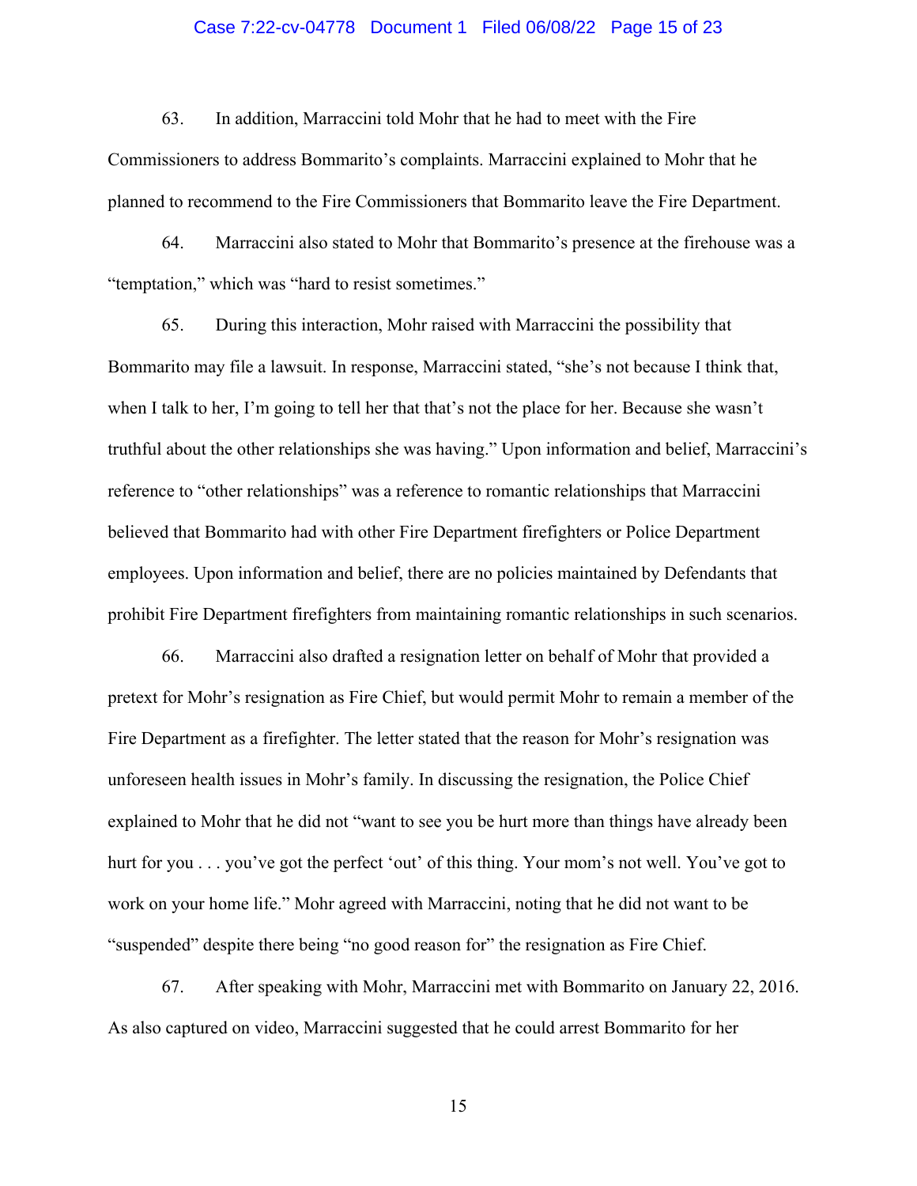63. In addition, Marraccini told Mohr that he had to meet with the Fire Commissioners to address Bommarito's complaints. Marraccini explained to Mohr that he planned to recommend to the Fire Commissioners that Bommarito leave the Fire Department.

64. Marraccini also stated to Mohr that Bommarito's presence at the firehouse was a "temptation," which was "hard to resist sometimes."

65. During this interaction, Mohr raised with Marraccini the possibility that Bommarito may file a lawsuit. In response, Marraccini stated, "she's not because I think that, when I talk to her, I'm going to tell her that that's not the place for her. Because she wasn't truthful about the other relationships she was having." Upon information and belief, Marraccini's reference to "other relationships" was a reference to romantic relationships that Marraccini believed that Bommarito had with other Fire Department firefighters or Police Department employees. Upon information and belief, there are no policies maintained by Defendants that prohibit Fire Department firefighters from maintaining romantic relationships in such scenarios.

66. Marraccini also drafted a resignation letter on behalf of Mohr that provided a pretext for Mohr's resignation as Fire Chief, but would permit Mohr to remain a member of the Fire Department as a firefighter. The letter stated that the reason for Mohr's resignation was unforeseen health issues in Mohr's family. In discussing the resignation, the Police Chief explained to Mohr that he did not "want to see you be hurt more than things have already been hurt for you . . . you've got the perfect 'out' of this thing. Your mom's not well. You've got to work on your home life." Mohr agreed with Marraccini, noting that he did not want to be "suspended" despite there being "no good reason for" the resignation as Fire Chief.

67. After speaking with Mohr, Marraccini met with Bommarito on January 22, 2016. As also captured on video, Marraccini suggested that he could arrest Bommarito for her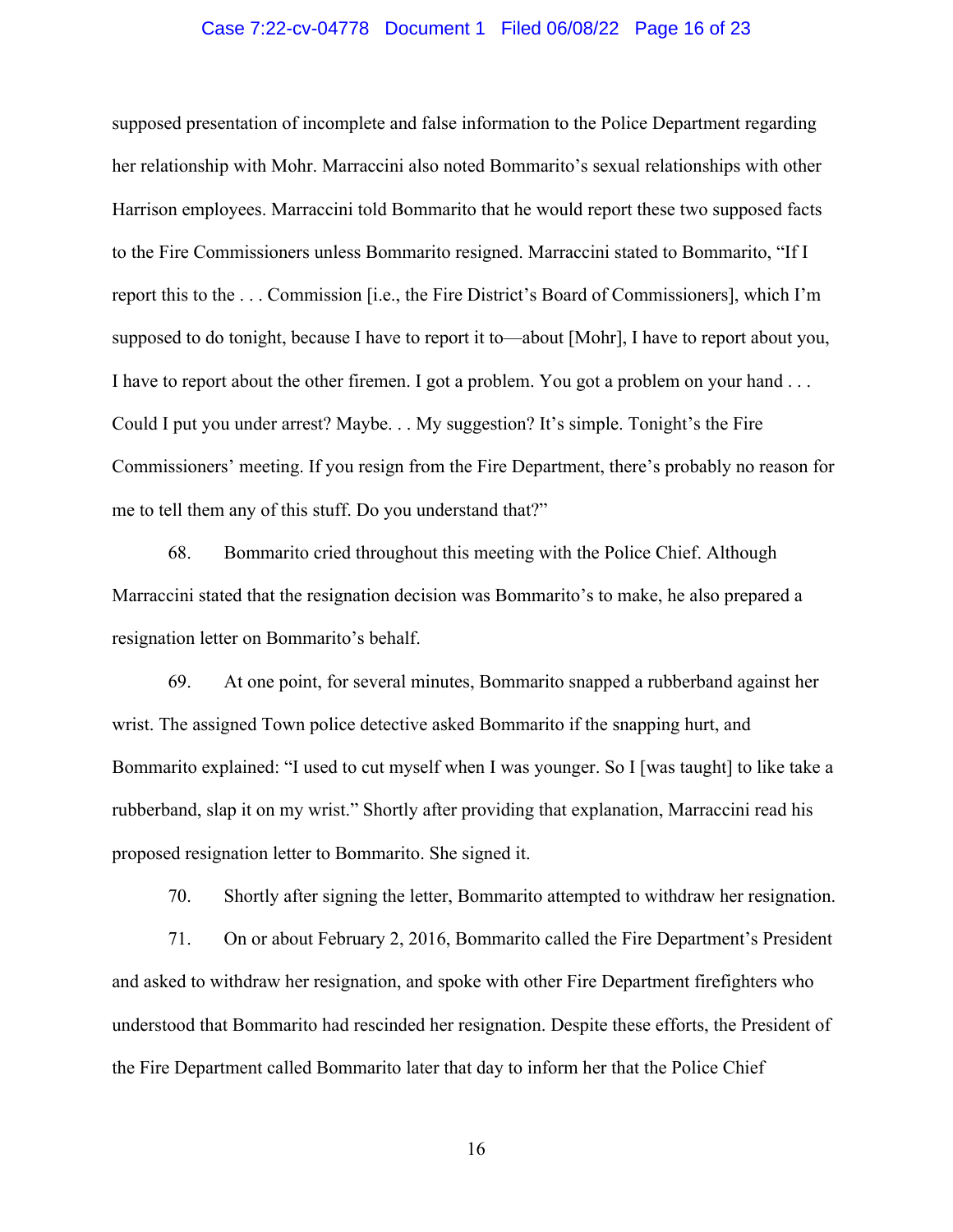supposed presentation of incomplete and false information to the Police Department regarding her relationship with Mohr. Marraccini also noted Bommarito's sexual relationships with other Harrison employees. Marraccini told Bommarito that he would report these two supposed facts to the Fire Commissioners unless Bommarito resigned. Marraccini stated to Bommarito, "If I report this to the . . . Commission [i.e., the Fire District's Board of Commissioners], which I'm supposed to do tonight, because I have to report it to—about [Mohr], I have to report about you, I have to report about the other firemen. I got a problem. You got a problem on your hand . . . Could I put you under arrest? Maybe. . . My suggestion? It's simple. Tonight's the Fire Commissioners' meeting. If you resign from the Fire Department, there's probably no reason for me to tell them any of this stuff. Do you understand that?"

68. Bommarito cried throughout this meeting with the Police Chief. Although Marraccini stated that the resignation decision was Bommarito's to make, he also prepared a resignation letter on Bommarito's behalf.

69. At one point, for several minutes, Bommarito snapped a rubberband against her wrist. The assigned Town police detective asked Bommarito if the snapping hurt, and Bommarito explained: "I used to cut myself when I was younger. So I [was taught] to like take a rubberband, slap it on my wrist." Shortly after providing that explanation, Marraccini read his proposed resignation letter to Bommarito. She signed it.

70. Shortly after signing the letter, Bommarito attempted to withdraw her resignation.

71. On or about February 2, 2016, Bommarito called the Fire Department's President and asked to withdraw her resignation, and spoke with other Fire Department firefighters who understood that Bommarito had rescinded her resignation. Despite these efforts, the President of the Fire Department called Bommarito later that day to inform her that the Police Chief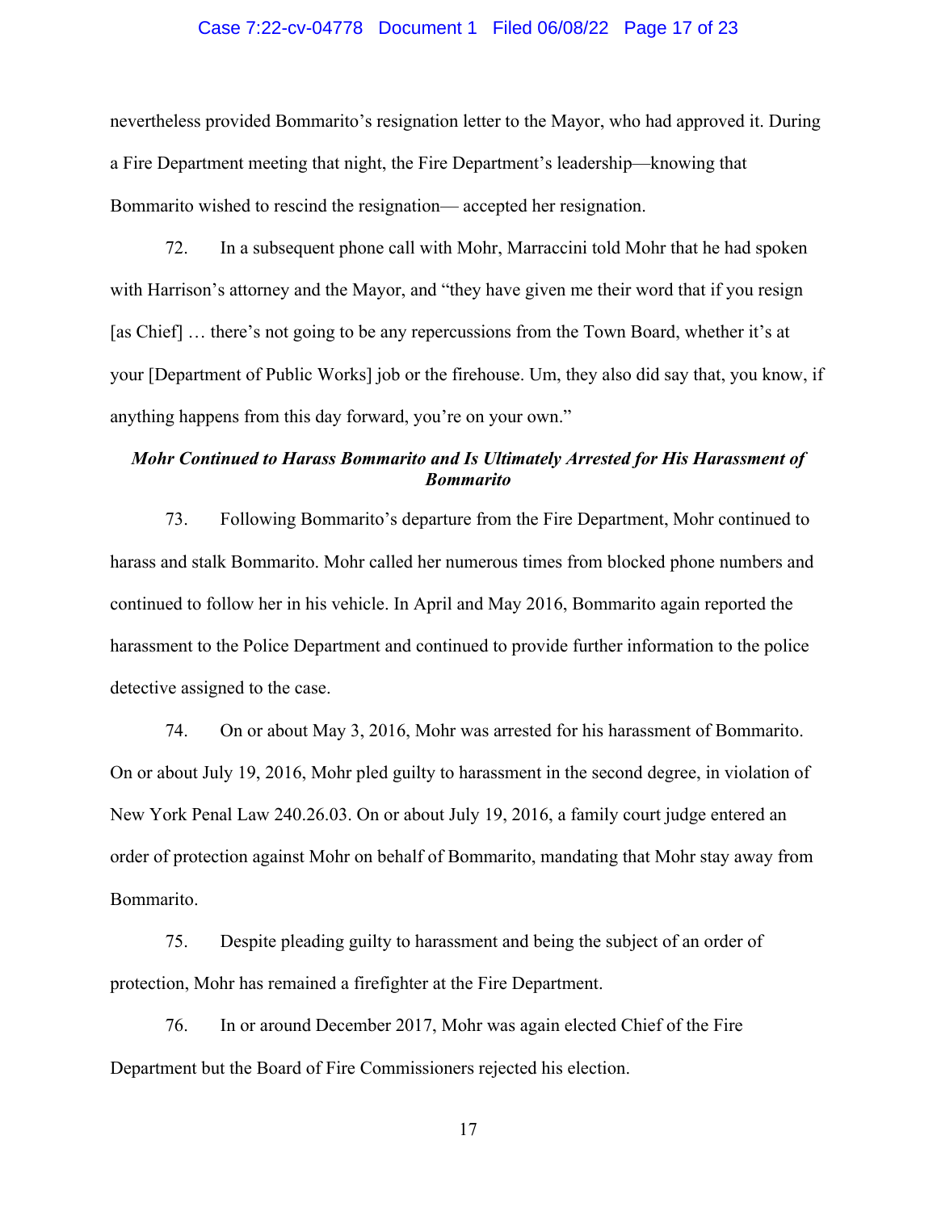nevertheless provided Bommarito's resignation letter to the Mayor, who had approved it. During a Fire Department meeting that night, the Fire Department's leadership—knowing that Bommarito wished to rescind the resignation— accepted her resignation.

72. In a subsequent phone call with Mohr, Marraccini told Mohr that he had spoken with Harrison's attorney and the Mayor, and "they have given me their word that if you resign [as Chief] … there's not going to be any repercussions from the Town Board, whether it's at your [Department of Public Works] job or the firehouse. Um, they also did say that, you know, if anything happens from this day forward, you're on your own."

***Mohr Continued to Harass Bommarito and Is Ultimately Arrested for His Harassment of Bommarito***

73. Following Bommarito's departure from the Fire Department, Mohr continued to harass and stalk Bommarito. Mohr called her numerous times from blocked phone numbers and continued to follow her in his vehicle. In April and May 2016, Bommarito again reported the harassment to the Police Department and continued to provide further information to the police detective assigned to the case.

74. On or about May 3, 2016, Mohr was arrested for his harassment of Bommarito. On or about July 19, 2016, Mohr pled guilty to harassment in the second degree, in violation of New York Penal Law 240.26.03. On or about July 19, 2016, a family court judge entered an order of protection against Mohr on behalf of Bommarito, mandating that Mohr stay away from Bommarito.

75. Despite pleading guilty to harassment and being the subject of an order of protection, Mohr has remained a firefighter at the Fire Department.

76. In or around December 2017, Mohr was again elected Chief of the Fire Department but the Board of Fire Commissioners rejected his election.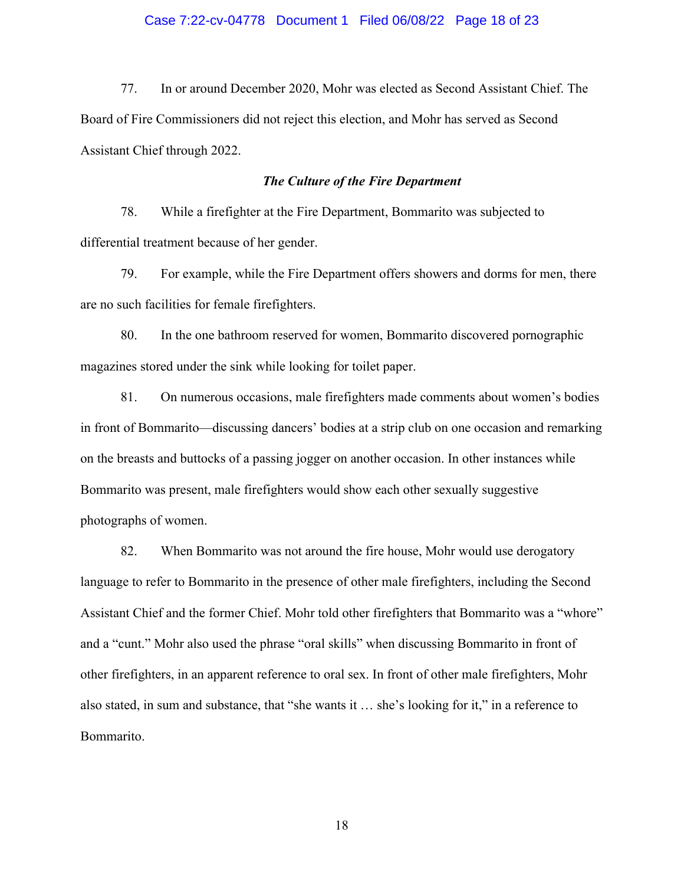77. In or around December 2020, Mohr was elected as Second Assistant Chief. The Board of Fire Commissioners did not reject this election, and Mohr has served as Second Assistant Chief through 2022.

### *The Culture of the Fire Department*

78. While a firefighter at the Fire Department, Bommarito was subjected to differential treatment because of her gender.

79. For example, while the Fire Department offers showers and dorms for men, there are no such facilities for female firefighters.

80. In the one bathroom reserved for women, Bommarito discovered pornographic magazines stored under the sink while looking for toilet paper.

81. On numerous occasions, male firefighters made comments about women's bodies in front of Bommarito—discussing dancers' bodies at a strip club on one occasion and remarking on the breasts and buttocks of a passing jogger on another occasion. In other instances while Bommarito was present, male firefighters would show each other sexually suggestive photographs of women.

82. When Bommarito was not around the fire house, Mohr would use derogatory language to refer to Bommarito in the presence of other male firefighters, including the Second Assistant Chief and the former Chief. Mohr told other firefighters that Bommarito was a "whore" and a "cunt." Mohr also used the phrase "oral skills" when discussing Bommarito in front of other firefighters, in an apparent reference to oral sex. In front of other male firefighters, Mohr also stated, in sum and substance, that "she wants it … she's looking for it," in a reference to Bommarito.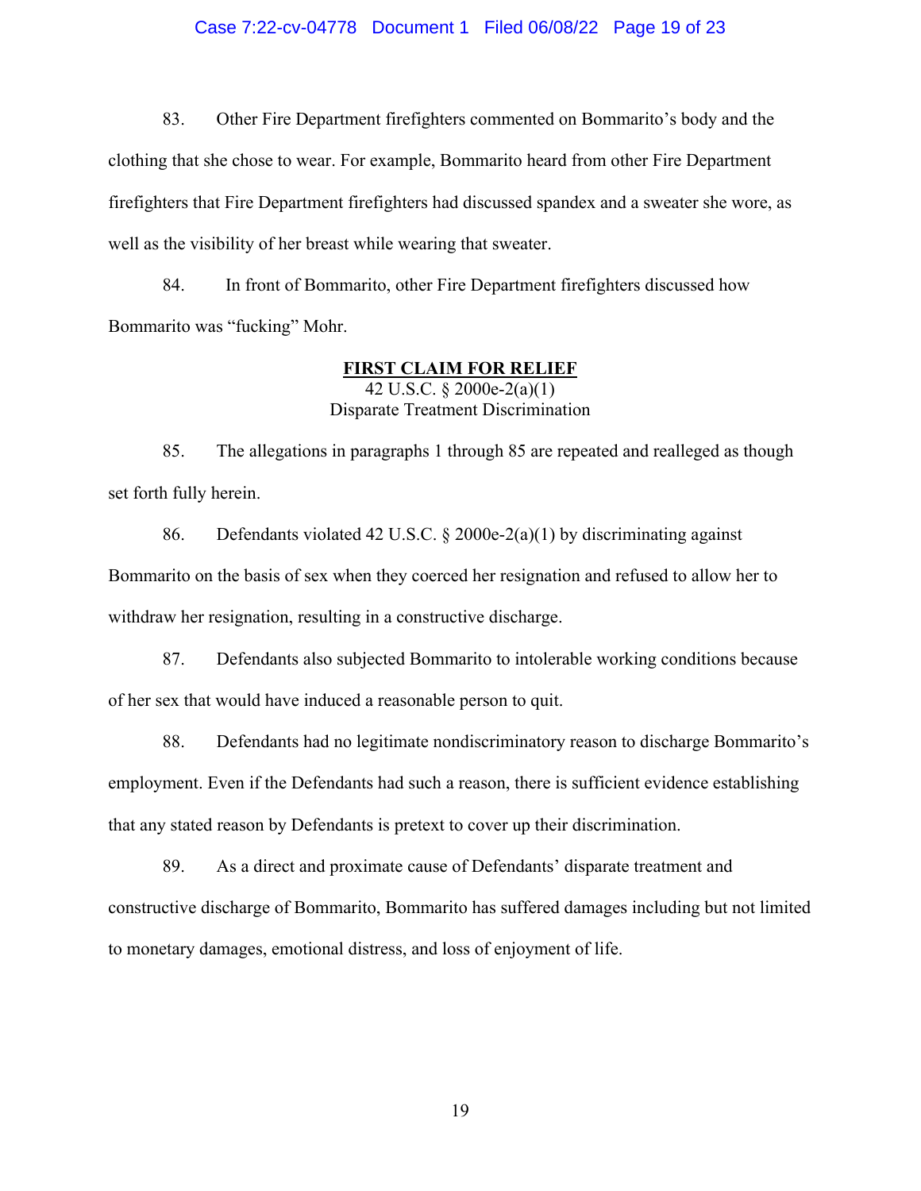83. Other Fire Department firefighters commented on Bommarito's body and the clothing that she chose to wear. For example, Bommarito heard from other Fire Department firefighters that Fire Department firefighters had discussed spandex and a sweater she wore, as well as the visibility of her breast while wearing that sweater.

84. In front of Bommarito, other Fire Department firefighters discussed how Bommarito was "fucking" Mohr.

**FIRST CLAIM FOR RELIEF**
42 U.S.C. § 2000e-2(a)(1)
Disparate Treatment Discrimination

85. The allegations in paragraphs 1 through 85 are repeated and realleged as though set forth fully herein.

86. Defendants violated 42 U.S.C. § 2000e-2(a)(1) by discriminating against Bommarito on the basis of sex when they coerced her resignation and refused to allow her to withdraw her resignation, resulting in a constructive discharge.

87. Defendants also subjected Bommarito to intolerable working conditions because of her sex that would have induced a reasonable person to quit.

88. Defendants had no legitimate nondiscriminatory reason to discharge Bommarito's employment. Even if the Defendants had such a reason, there is sufficient evidence establishing that any stated reason by Defendants is pretext to cover up their discrimination.

89. As a direct and proximate cause of Defendants' disparate treatment and constructive discharge of Bommarito, Bommarito has suffered damages including but not limited to monetary damages, emotional distress, and loss of enjoyment of life.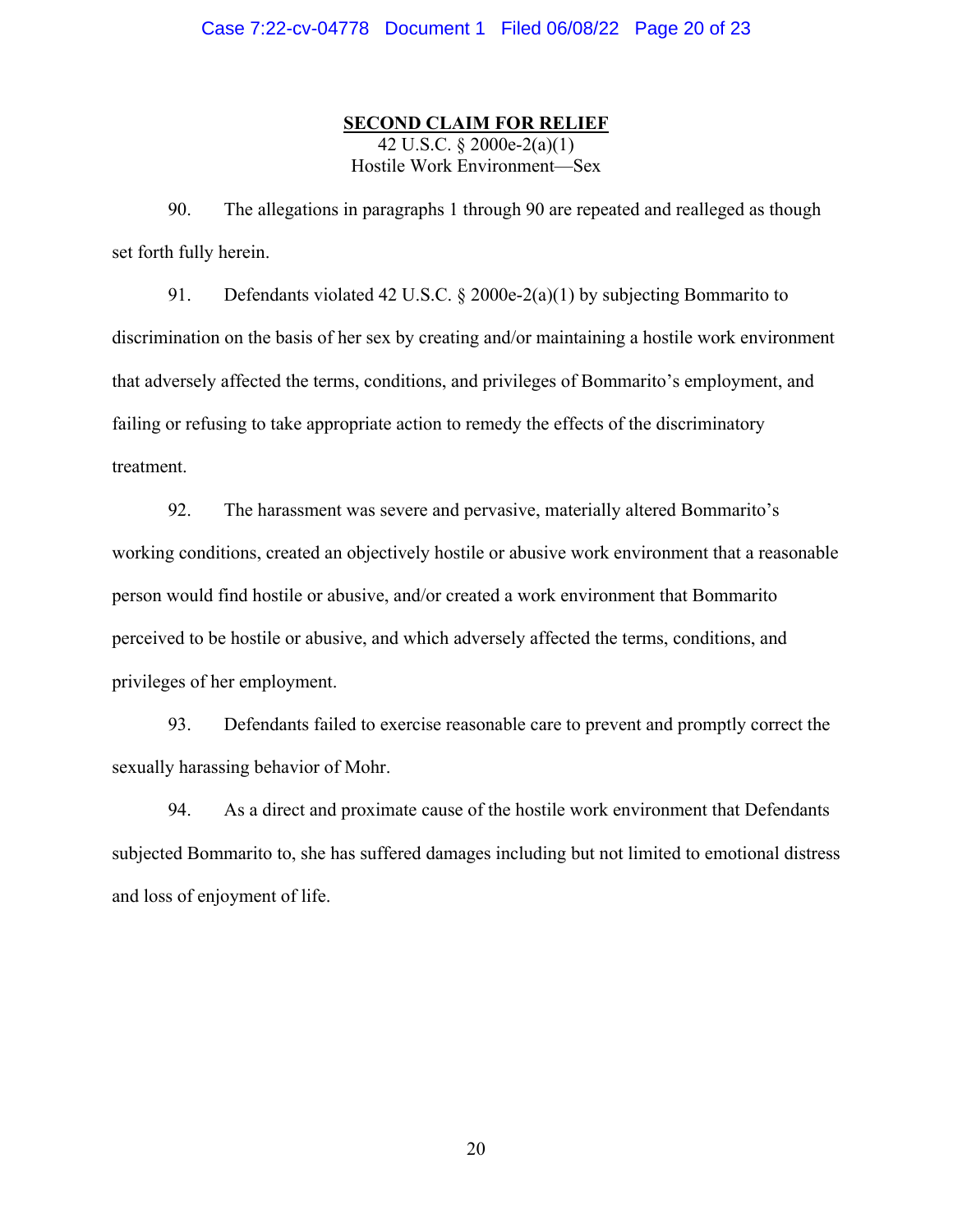**SECOND CLAIM FOR RELIEF**

42 U.S.C. § 2000e-2(a)(1)
Hostile Work Environment—Sex

90. The allegations in paragraphs 1 through 90 are repeated and realleged as though set forth fully herein.

91. Defendants violated 42 U.S.C. § 2000e-2(a)(1) by subjecting Bommarito to discrimination on the basis of her sex by creating and/or maintaining a hostile work environment that adversely affected the terms, conditions, and privileges of Bommarito's employment, and failing or refusing to take appropriate action to remedy the effects of the discriminatory treatment.

92. The harassment was severe and pervasive, materially altered Bommarito's working conditions, created an objectively hostile or abusive work environment that a reasonable person would find hostile or abusive, and/or created a work environment that Bommarito perceived to be hostile or abusive, and which adversely affected the terms, conditions, and privileges of her employment.

93. Defendants failed to exercise reasonable care to prevent and promptly correct the sexually harassing behavior of Mohr.

94. As a direct and proximate cause of the hostile work environment that Defendants subjected Bommarito to, she has suffered damages including but not limited to emotional distress and loss of enjoyment of life.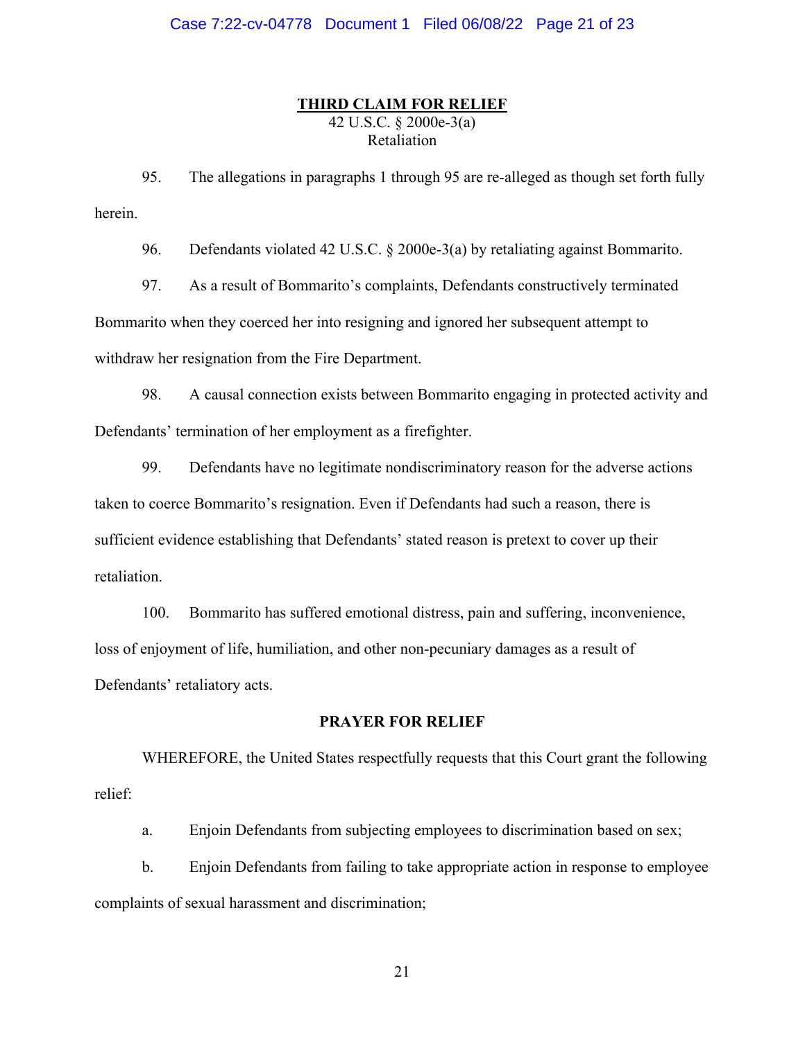**THIRD CLAIM FOR RELIEF**

42 U.S.C. § 2000e-3(a)
Retaliation

95. The allegations in paragraphs 1 through 95 are re-alleged as though set forth fully herein.

96. Defendants violated 42 U.S.C. § 2000e-3(a) by retaliating against Bommarito.

97. As a result of Bommarito's complaints, Defendants constructively terminated Bommarito when they coerced her into resigning and ignored her subsequent attempt to withdraw her resignation from the Fire Department.

98. A causal connection exists between Bommarito engaging in protected activity and Defendants' termination of her employment as a firefighter.

99. Defendants have no legitimate nondiscriminatory reason for the adverse actions taken to coerce Bommarito's resignation. Even if Defendants had such a reason, there is sufficient evidence establishing that Defendants' stated reason is pretext to cover up their retaliation.

100. Bommarito has suffered emotional distress, pain and suffering, inconvenience, loss of enjoyment of life, humiliation, and other non-pecuniary damages as a result of Defendants' retaliatory acts.

**PRAYER FOR RELIEF**

WHEREFORE, the United States respectfully requests that this Court grant the following relief:

a. Enjoin Defendants from subjecting employees to discrimination based on sex;

b. Enjoin Defendants from failing to take appropriate action in response to employee complaints of sexual harassment and discrimination;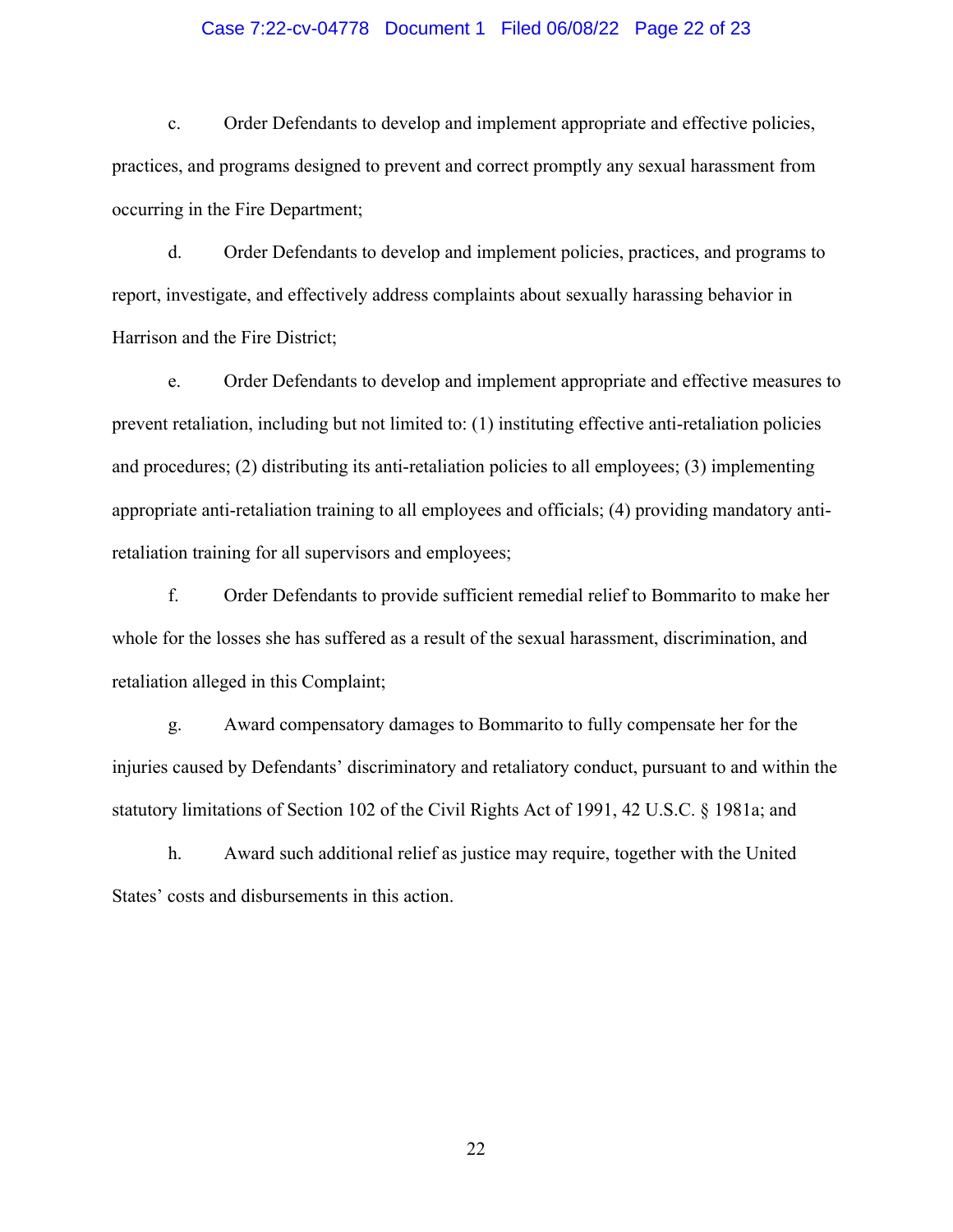c. Order Defendants to develop and implement appropriate and effective policies, practices, and programs designed to prevent and correct promptly any sexual harassment from occurring in the Fire Department;

d. Order Defendants to develop and implement policies, practices, and programs to report, investigate, and effectively address complaints about sexually harassing behavior in Harrison and the Fire District;

e. Order Defendants to develop and implement appropriate and effective measures to prevent retaliation, including but not limited to: (1) instituting effective anti-retaliation policies and procedures; (2) distributing its anti-retaliation policies to all employees; (3) implementing appropriate anti-retaliation training to all employees and officials; (4) providing mandatory anti-retaliation training for all supervisors and employees;

f. Order Defendants to provide sufficient remedial relief to Bommarito to make her whole for the losses she has suffered as a result of the sexual harassment, discrimination, and retaliation alleged in this Complaint;

g. Award compensatory damages to Bommarito to fully compensate her for the injuries caused by Defendants' discriminatory and retaliatory conduct, pursuant to and within the statutory limitations of Section 102 of the Civil Rights Act of 1991, 42 U.S.C. § 1981a; and

h. Award such additional relief as justice may require, together with the United States' costs and disbursements in this action.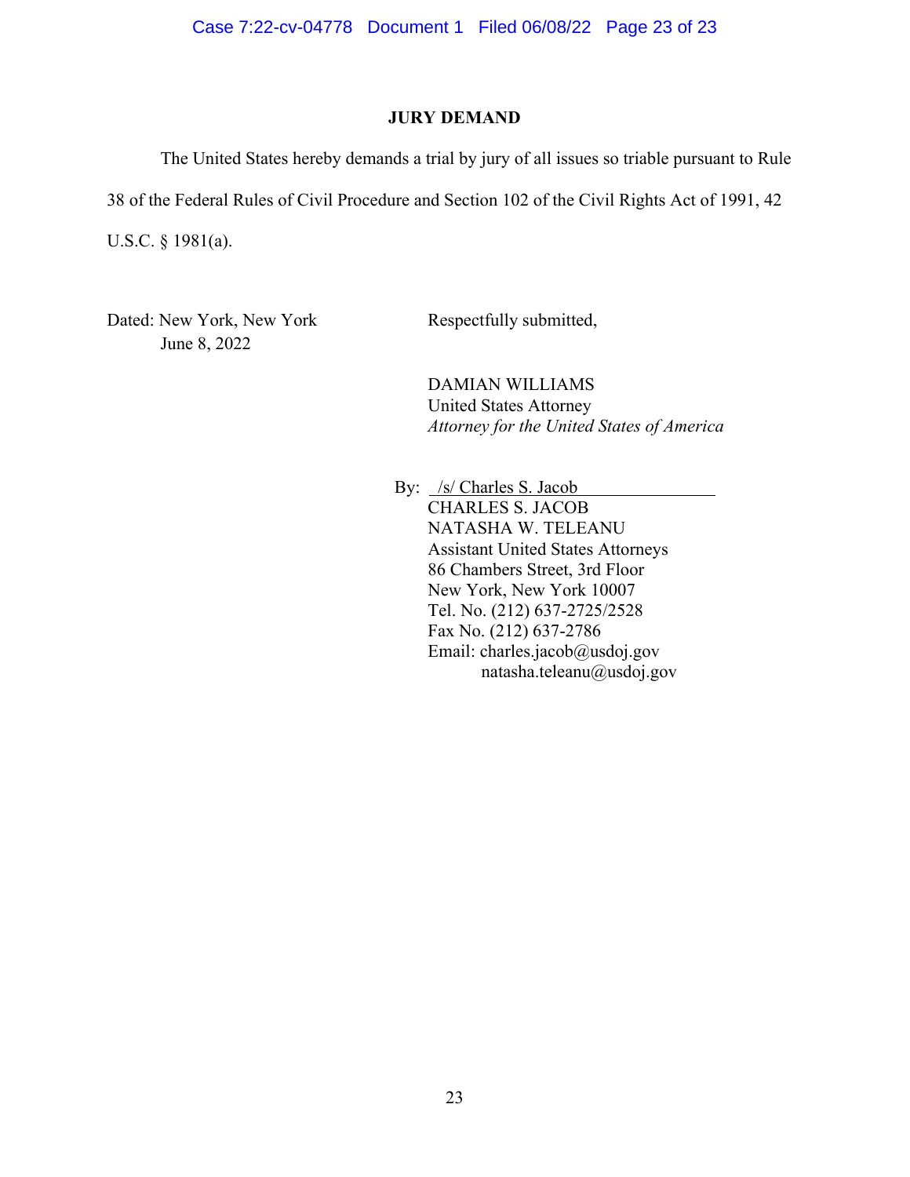## JURY DEMAND

The United States hereby demands a trial by jury of all issues so triable pursuant to Rule 38 of the Federal Rules of Civil Procedure and Section 102 of the Civil Rights Act of 1991, 42 U.S.C. § 1981(a).

Dated: New York, New York
June 8, 2022

Respectfully submitted,

DAMIAN WILLIAMS
United States Attorney
*Attorney for the United States of America*

By: /s/ Charles S. Jacob
CHARLES S. JACOB
NATASHA W. TELEANU
Assistant United States Attorneys
86 Chambers Street, 3rd Floor
New York, New York 10007
Tel. No. (212) 637-2725/2528
Fax No. (212) 637-2786
Email: charles.jacob@usdoj.gov
natasha.teleanu@usdoj.gov